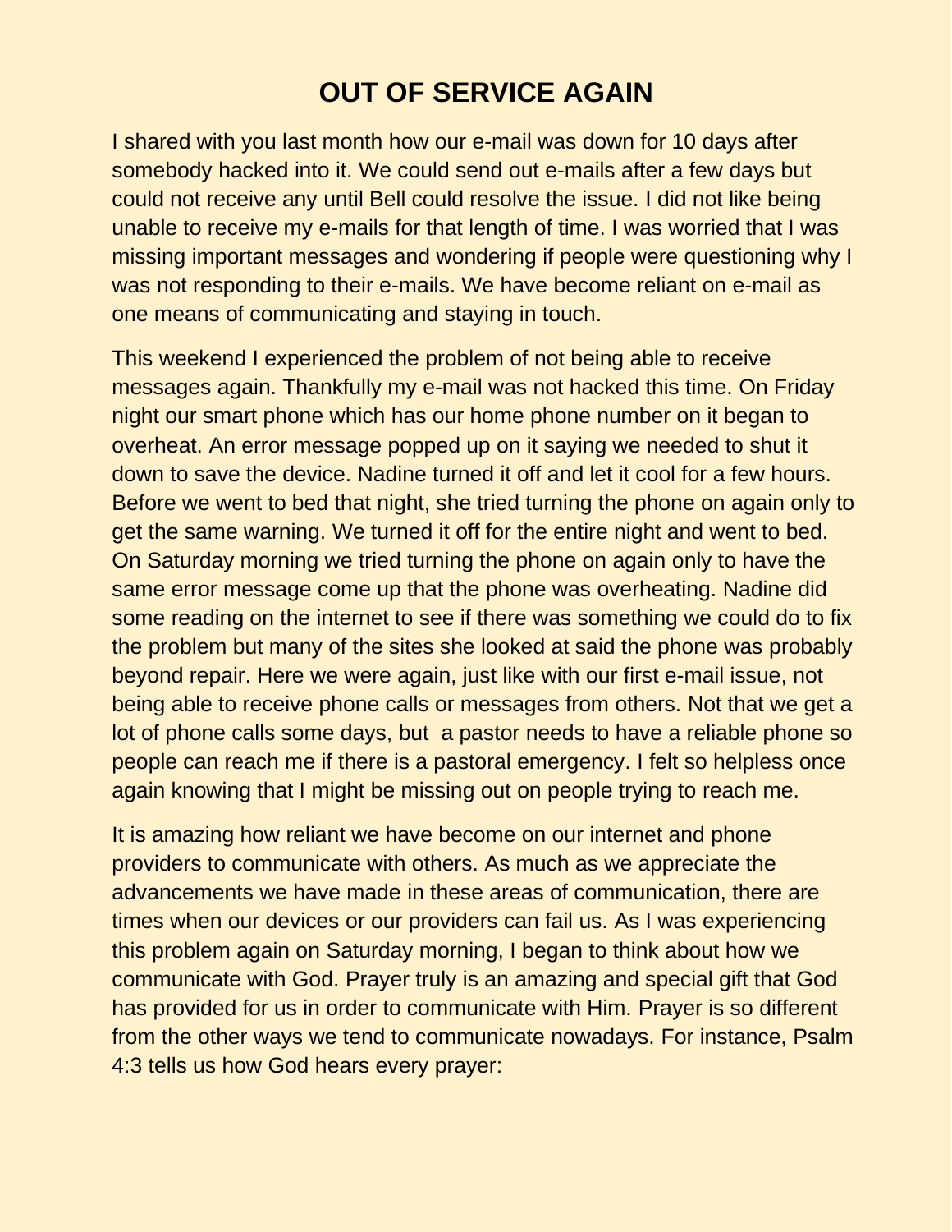# OUT OF SERVICE AGAIN

I shared with you last month how our e-mail was down for 10 days after somebody hacked into it. We could send out e-mails after a few days but could not receive any until Bell could resolve the issue. I did not like being unable to receive my e-mails for that length of time. I was worried that I was missing important messages and wondering if people were questioning why I was not responding to their e-mails. We have become reliant on e-mail as one means of communicating and staying in touch.

This weekend I experienced the problem of not being able to receive messages again. Thankfully my e-mail was not hacked this time. On Friday night our smart phone which has our home phone number on it began to overheat. An error message popped up on it saying we needed to shut it down to save the device. Nadine turned it off and let it cool for a few hours. Before we went to bed that night, she tried turning the phone on again only to get the same warning. We turned it off for the entire night and went to bed. On Saturday morning we tried turning the phone on again only to have the same error message come up that the phone was overheating. Nadine did some reading on the internet to see if there was something we could do to fix the problem but many of the sites she looked at said the phone was probably beyond repair. Here we were again, just like with our first e-mail issue, not being able to receive phone calls or messages from others. Not that we get a lot of phone calls some days, but a pastor needs to have a reliable phone so people can reach me if there is a pastoral emergency. I felt so helpless once again knowing that I might be missing out on people trying to reach me.

It is amazing how reliant we have become on our internet and phone providers to communicate with others. As much as we appreciate the advancements we have made in these areas of communication, there are times when our devices or our providers can fail us. As I was experiencing this problem again on Saturday morning, I began to think about how we communicate with God. Prayer truly is an amazing and special gift that God has provided for us in order to communicate with Him. Prayer is so different from the other ways we tend to communicate nowadays. For instance, Psalm 4:3 tells us how God hears every prayer: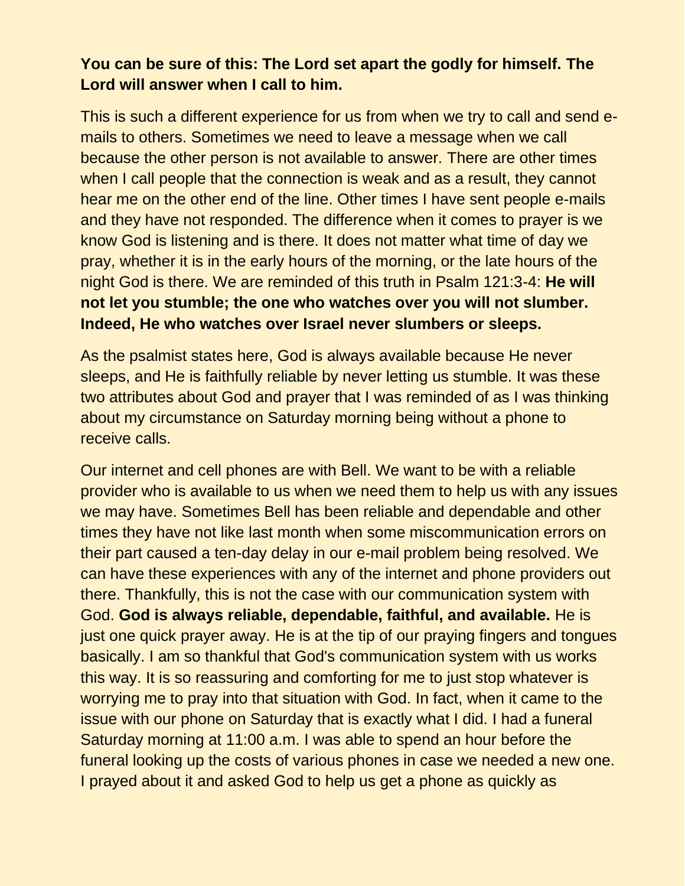**You can be sure of this: The Lord set apart the godly for himself. The Lord will answer when I call to him.**

This is such a different experience for us from when we try to call and send e-mails to others. Sometimes we need to leave a message when we call because the other person is not available to answer. There are other times when I call people that the connection is weak and as a result, they cannot hear me on the other end of the line. Other times I have sent people e-mails and they have not responded. The difference when it comes to prayer is we know God is listening and is there. It does not matter what time of day we pray, whether it is in the early hours of the morning, or the late hours of the night God is there. We are reminded of this truth in Psalm 121:3-4: **He will not let you stumble; the one who watches over you will not slumber. Indeed, He who watches over Israel never slumbers or sleeps.**

As the psalmist states here, God is always available because He never sleeps, and He is faithfully reliable by never letting us stumble. It was these two attributes about God and prayer that I was reminded of as I was thinking about my circumstance on Saturday morning being without a phone to receive calls.

Our internet and cell phones are with Bell. We want to be with a reliable provider who is available to us when we need them to help us with any issues we may have. Sometimes Bell has been reliable and dependable and other times they have not like last month when some miscommunication errors on their part caused a ten-day delay in our e-mail problem being resolved. We can have these experiences with any of the internet and phone providers out there. Thankfully, this is not the case with our communication system with God. **God is always reliable, dependable, faithful, and available.** He is just one quick prayer away. He is at the tip of our praying fingers and tongues basically. I am so thankful that God's communication system with us works this way. It is so reassuring and comforting for me to just stop whatever is worrying me to pray into that situation with God. In fact, when it came to the issue with our phone on Saturday that is exactly what I did. I had a funeral Saturday morning at 11:00 a.m. I was able to spend an hour before the funeral looking up the costs of various phones in case we needed a new one. I prayed about it and asked God to help us get a phone as quickly as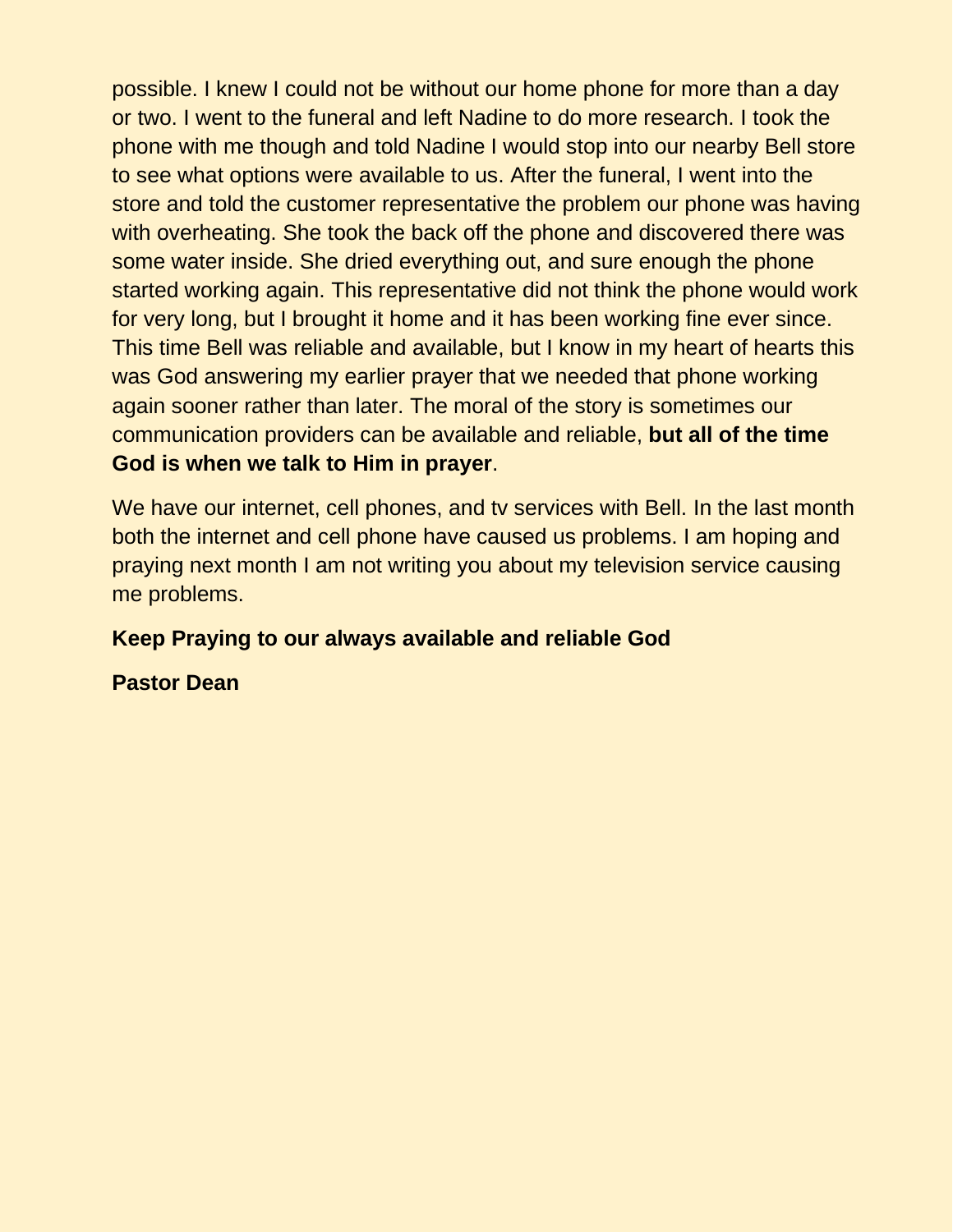possible. I knew I could not be without our home phone for more than a day or two. I went to the funeral and left Nadine to do more research. I took the phone with me though and told Nadine I would stop into our nearby Bell store to see what options were available to us. After the funeral, I went into the store and told the customer representative the problem our phone was having with overheating. She took the back off the phone and discovered there was some water inside. She dried everything out, and sure enough the phone started working again. This representative did not think the phone would work for very long, but I brought it home and it has been working fine ever since. This time Bell was reliable and available, but I know in my heart of hearts this was God answering my earlier prayer that we needed that phone working again sooner rather than later. The moral of the story is sometimes our communication providers can be available and reliable, **but all of the time God is when we talk to Him in prayer**.

We have our internet, cell phones, and tv services with Bell. In the last month both the internet and cell phone have caused us problems. I am hoping and praying next month I am not writing you about my television service causing me problems.

**Keep Praying to our always available and reliable God**

**Pastor Dean**